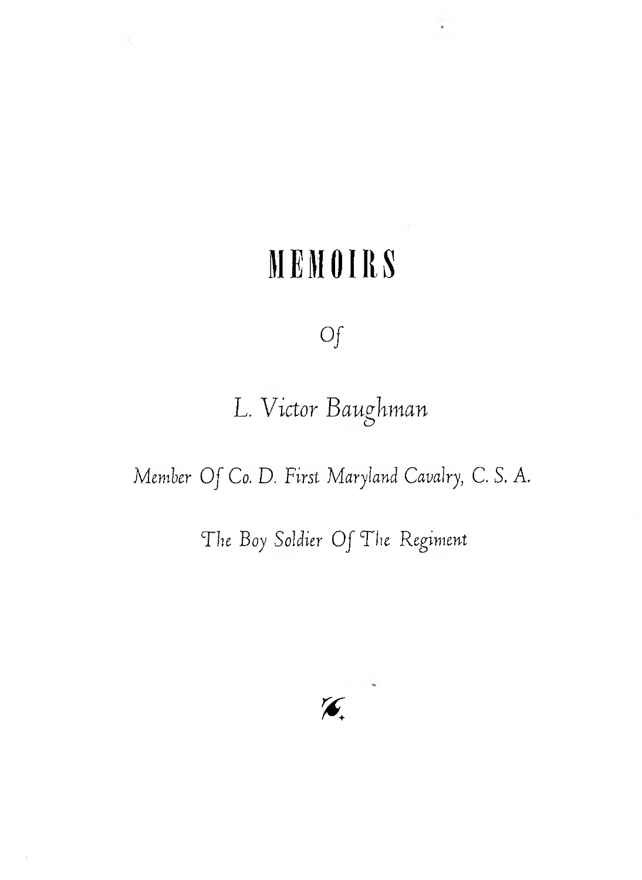# MEMOIRS

Of

## L. Victor Baughman

*Member Of Co. D. First Maryland Cavalry, C. S. A.*

*The Boy Soldier Of The Regiment*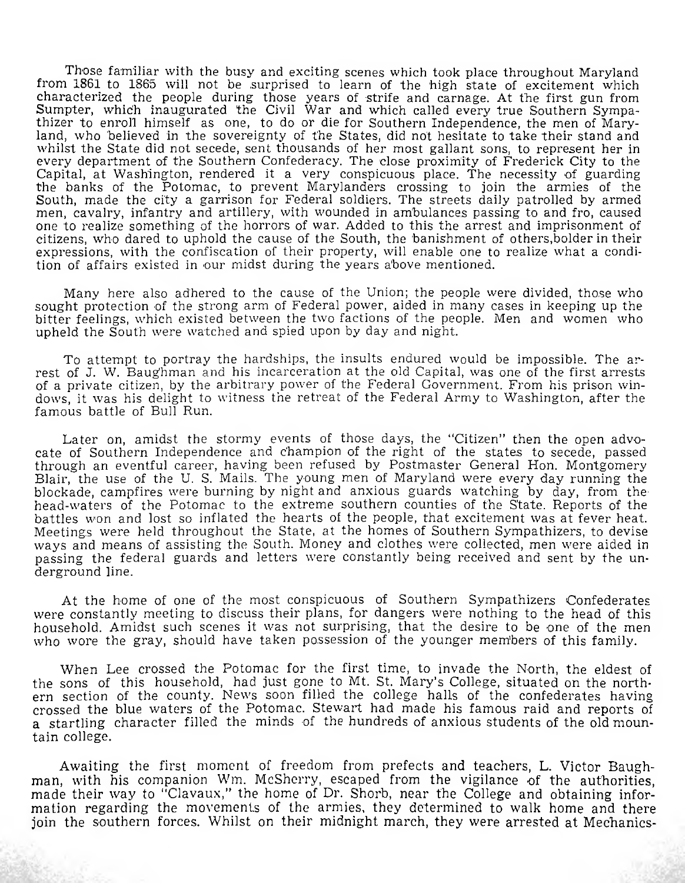Those familiar with the busy and exciting scenes which took place throughout Maryland from 1861 to 1865 will not be surprised to learn of the high state of excitement which characterized the people during those years of strife and carnage. At the first gun from Sumpter, which inaugurated the Civil War and which called every true Southern Sympathizer to enroll himself as one, to do or die for Southern Independence, the men of Maryland, who believed in the sovereignty of the States, did not hesitate to take their stand and whilst the State did not secede, sent thousands of her most gallant sons, to represent her in every department of the Southern Confederacy. The close proximity of Frederick City to the Capital, at Washington, rendered it a very conspicuous place. The necessity of guarding the banks of the Potomac, to prevent Marylanders crossing to join the armies of the South, made the city a garrison for Federal soldiers. The streets daily patrolled by armed men, cavalry, infantry and artillery, with wounded in ambulances passing to and fro, caused one to realize something of the horrors of war. Added to this the arrest and imprisonment of citizens, who dared to uphold the cause of the South, the banishment of others,bolder in their expressions, with the confiscation of their property, will enable one to realize what a condition of affairs existed in our midst during the years above mentioned.

Many here also adhered to the cause of the Union; the people were divided, those who sought protection of the strong arm of Federal power, aided in many cases in keeping up the bitter feelings, which existed between the two factions of the people. Men and women who upheld the South were watched and spied upon by day and night.

To attempt to portray the hardships, the insults endured would be impossible. The arrest of J. W. Baughman and his incarceration at the old Capital, was one of the first arrests of a private citizen, by the arbitrary power of the Federal Government. From his prison windows, it was his delight to witness the retreat of the Federal Army to Washington, after the famous battle of Bull Run.

Later on, amidst the stormy events of those days, the "Citizen" then the open advocate of Southern Independence and champion of the right of the states to secede, passed through an eventful career, having been refused by Postmaster General Hon. Montgomery Blair, the use of the U. S. Mails. The young men of Maryland were every day running the blockade, campfires were burning by night and anxious guards watching by day, from the head-waters of the Potomac to the extreme southern counties of the State. Reports of the battles won and lost so inflated the hearts of the people, that excitement was at fever heat. Meetings were held throughout the State, at the homes of Southern Sympathizers, to devise ways and means of assisting the South. Money and clothes were collected, men were aided in passing the federal guards and letters were constantly being received and sent by the underground line.

At the home of one of the most conspicuous of Southern Sympathizers Confederates were constantly meeting to discuss their plans, for dangers were nothing to the head of this household. Amidst such scenes it was not surprising, that the desire to be one of the men who wore the gray, should have taken possession of the younger members of this family.

When Lee crossed the Potomac for the first time, to invade the North, the eldest of the sons of this household, had just gone to Mt. St. Mary's College, situated on the northern section of the county. News soon filled the college halls of the confederates having crossed the blue waters of the Potomac. Stewart had made his famous raid and reports of a startling character filled the minds of the hundreds of anxious students of the old mountain college.

Awaiting the first moment of freedom from prefects and teachers, L. Victor Baughman, with his companion Wm. McSherry, escaped from the vigilance of the authorities, made their way to "Clavaux," the home of Dr. Shorb, near the College and obtaining information regarding the movements of the armies, they determined to walk home and there join the southern forces. Whilst on their midnight march, they were arrested at Mechanics-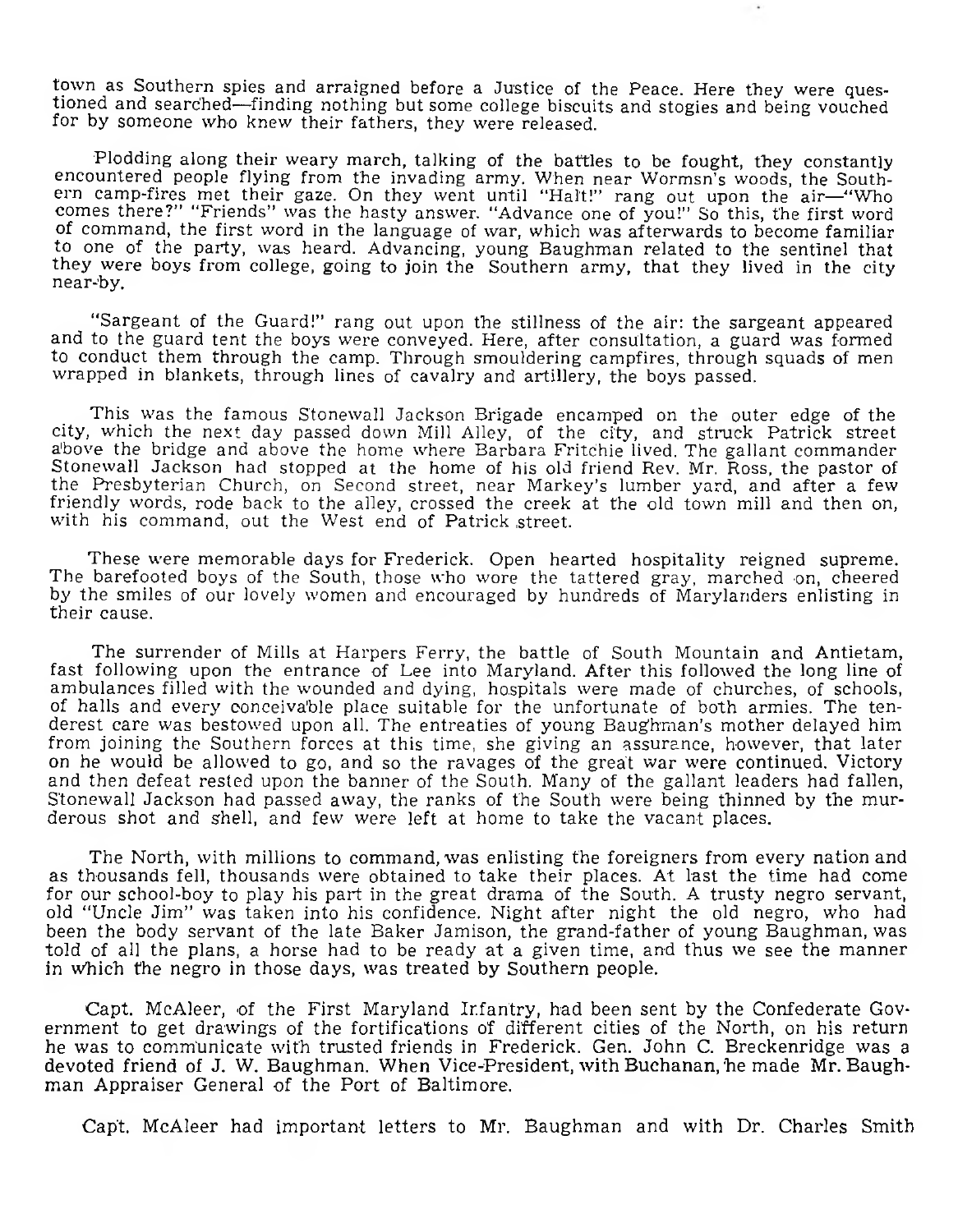town as Southern spies and arraigned before a Justice of the Peace. Here they were questioned and searched—finding nothing but some college biscuits and stogies and being vouched for by someone who knew their fathers, they were released.

Plodding along their weary march, talking of the battles to be fought, they constantly encountered people flying from the invading army. When near Wormsn's woods, the Southern camp-fires met their gaze. On they went until "Halt!" rang out upon the air—"Who comes there?" "Friends" was the hasty answer. "Advance one of you!" So this, the first word of command, the first word in the language of war, which was afterwards to become familiar to one of the party, was heard. Advancing, young Baughman related to the sentinel that they were boys from college, going to join the Southern army, that they lived in the city near-by.

"Sargeant of the Guard!" rang out upon the stillness of the air: the sargeant appeared and to the guard tent the boys were conveyed. Here, after consultation, a guard was formed to conduct them through the camp. Through smouldering campfires, through squads of men wrapped in blankets, through lines of cavalry and artillery, the boys passed.

This was the famous Stonewall Jackson Brigade encamped on the outer edge of the city, which the next day passed down Mill Alley, of the city, and struck Patrick street above the bridge and above the home where Barbara Fritchie lived. The gallant commander Stonewall Jackson had stopped at the home of his old friend Rev. Mr. Ross, the pastor of the Presbyterian Church, on Second street, near Markey's lumber yard, and after a few friendly words, rode back to the alley, crossed the creek at the old town mill and then on, with his command, out the West end of Patrick street.

These were memorable days for Frederick. Open hearted hospitality reigned supreme. The barefooted boys of the South, those who wore the tattered gray, marched on, cheered by the smiles of our lovely women and encouraged by hundreds of Marylanders enlisting in their cause.

The surrender of Mills at Harpers Ferry, the battle of South Mountain and Antietam, fast following upon the entrance of Lee into Maryland. After this followed the long line of ambulances filled with the wounded and dying, hospitals were made of churches, of schools, of halls and every conceivable place suitable for the unfortunate of both armies. The tenderest care was bestowed upon all. The entreaties of young Baughman's mother delayed him from joining the Southern forces at this time, she giving an assurance, however, that later on he would be allowed to go, and so the ravages of the great war were continued. Victory and then defeat rested upon the banner of the South. Many of the gallant leaders had fallen, Stonewall Jackson had passed away, the ranks of the South were being thinned by the murderous shot and shell, and few were left at home to take the vacant places.

The North, with millions to command, was enlisting the foreigners from every nation and as thousands fell, thousands were obtained to take their places. At last the time had come for our school-boy to play his part in the great drama of the South. A trusty negro servant, old "Uncle Jim" was taken into his confidence. Night after night the old negro, who had been the body servant of the late Baker Jamison, the grand-father of young Baughman, was told of all the plans, a horse had to be ready at a given time, and thus we see the manner in which the negro in those days, was treated by Southern people.

Capt. McAleer, of the First Maryland Infantry, had been sent by the Confederate Government to get drawings of the fortifications of different cities of the North, on his return he was to communicate with trusted friends in Frederick. Gen. John C. Breckenridge was a devoted friend of J. W. Baughman. When Vice-President, with Buchanan, he made Mr. Baughman Appraiser General of the Port of Baltimore.

Capt. McAleer had important letters to Mr. Baughman and with Dr. Charles Smith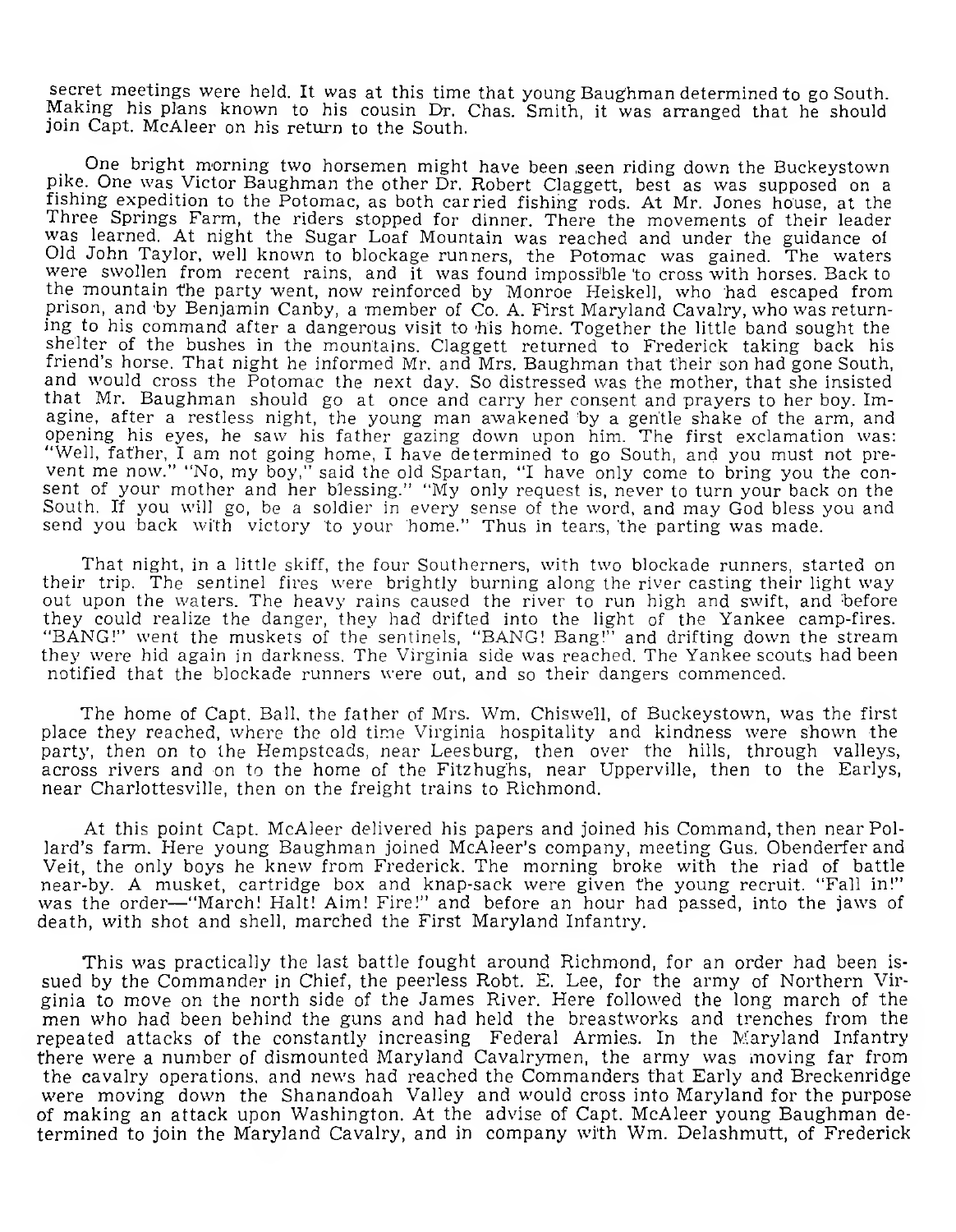secret meetings were held. It was at this time that young Baughman determined to go South. Making his plans known to his cousin Dr. Chas. Smith, it was arranged that he should join Capt. McAleer on his return to the South.

One bright morning two horsemen might have been seen riding down the Buckeystown pike. One was Victor Baughman the other Dr. Robert Claggett, best as was supposed on a fishing expedition to the Potomac, as both carried fishing rods. At Mr. Jones house, at the Three Springs Farm, the riders stopped for dinner. There the movements of their leader was learned. At night the Sugar Loaf Mountain was reached and under the guidance of Old John Taylor, well known to blockage runners, the Potomac was gained. The waters were swollen from recent rains, and it was found impossible to cross with horses. Back to the mountain the party went, now reinforced by Monroe Heiskell, who had escaped from prison, and by Benjamin Canby, a member of Co. A. First Maryland Cavalry, who was returning to his command after a dangerous visit to his home. Together the little band sought the shelter of the bushes in the mountains. Claggett returned to Frederick taking back his friend's horse. That night he informed Mr. and Mrs. Baughman that their son had gone South, and would cross the Potomac the next day. So distressed was the mother, that she insisted that Mr. Baughman should go at once and carry her consent and prayers to her boy. Imagine, after a restless night, the young man awakened by a gentle shake of the arm, and opening his eyes, he saw his father gazing down upon him. The first exclamation was: "Well, father, I am not going home, I have determined to go South, and you must not prevent me now." "No, my boy," said the old Spartan, "I have only come to bring you the consent of your mother and her blessing." "My only request is, never to turn your back on the South. If you will go, be a soldier in every sense of the word, and may God bless you and send you back with victory to your home." Thus in tears, the parting was made.

That night, in a little skiff, the four Southerners, with two blockade runners, started on their trip. The sentinel fires were brightly burning along the river casting their light way out upon the waters. The heavy rains caused the river to run high and swift, and before they could realize the danger, they had drifted into the light of the Yankee camp-fires. "BANG!" went the muskets of the sentinels, "BANG! Bang!" and drifting down the stream they were hid again in darkness. The Virginia side was reached. The Yankee scouts had been notified that the blockade runners were out, and so their dangers commenced.

The home of Capt. Ball, the father of Mrs. Wm. Chiswell, of Buckeystown, was the first place they reached, where the old time Virginia hospitality and kindness were shown the party, then on to the Hempsteads, near Leesburg, then over the hills, through valleys, across rivers and on to the home of the Fitzhughs, near Upperville, then to the Earlys, near Charlottesville, then on the freight trains to Richmond.

At this point Capt. McAleer delivered his papers and joined his Command, then near Pollard's farm. Here young Baughman joined McAleer's company, meeting Gus. Obenderfer and Veit, the only boys he knew from Frederick. The morning broke with the riad of battle near-by. A musket, cartridge box and knap-sack were given the young recruit. "Fall in!" was the order—"March! Halt! Aim! Fire!" and before an hour had passed, into the jaws of death, with shot and shell, marched the First Maryland Infantry.

This was practically the last battle fought around Richmond, for an order had been issued by the Commander in Chief, the peerless Robt. E. Lee, for the army of Northern Virginia to move on the north side of the James River. Here followed the long march of the men who had been behind the guns and had held the breastworks and trenches from the repeated attacks of the constantly increasing Federal Armies. In the Maryland Infantry there were a number of dismounted Maryland Cavalrymen, the army was moving far from the cavalry operations, and news had reached the Commanders that Early and Breckenridge were moving down the Shanandoah Valley and would cross into Maryland for the purpose of making an attack upon Washington. At the advise of Capt. McAleer young Baughman determined to join the Maryland Cavalry, and in company with Wm. Delashmutt, of Frederick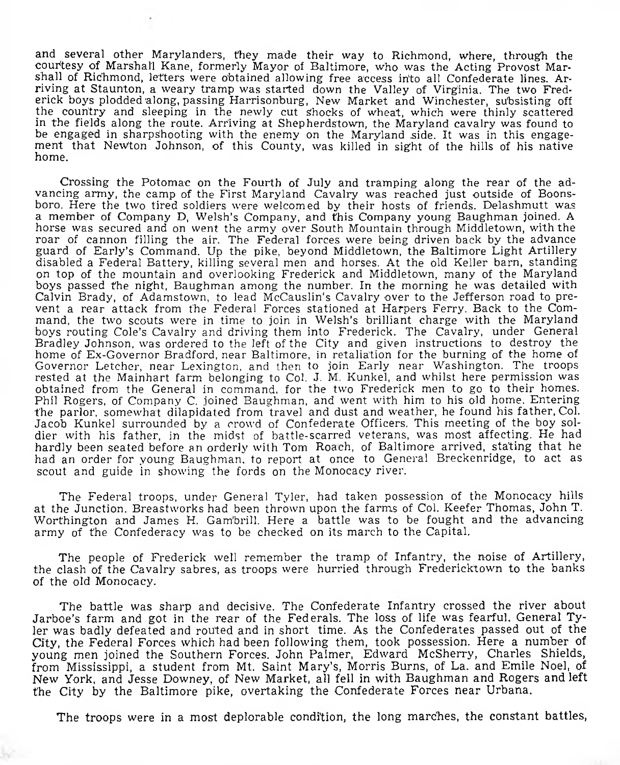and several other Marylanders, they made their way to Richmond, where, through the courtesy of Marshall Kane, formerly Mayor of Baltimore, who was the Acting Provost Marshall of Richmond, letters were obtained allowing free access into all Confederate lines. Arriving at Staunton, a weary tramp was started down the Valley of Virginia. The two Frederick boys plodded along, passing Harrisonburg, New Market and Winchester, subsisting off the country and sleeping in the newly cut shocks of wheat, which were thinly scattered in the fields along the route. Arriving at Shepherdstown, the Maryland cavalry was found to be engaged in sharpshooting with the enemy on the Maryland side. It was in this engagement that Newton Johnson, of this County, was killed in sight of the hills of his native home.

Crossing the Potomac on the Fourth of July and tramping along the rear of the advancing army, the camp of the First Maryland Cavalry was reached just outside of Boonsboro. Here the two tired soldiers were welcomed by their hosts of friends. Delashmutt was a member of Company D, Welsh's Company, and this Company young Baughman joined. A horse was secured and on went the army over South Mountain through Middletown, with the roar of cannon filling the air. The Federal forces were being driven back by the advance guard of Early's Command. Up the pike, beyond Middletown, the Baltimore Light Artillery disabled a Federal Battery, killing several men and horses. At the old Keller barn, standing on top of the mountain and overlooking Frederick and Middletown, many of the Maryland boys passed the night, Baughman among the number. In the morning he was detailed with Calvin Brady, of Adamstown, to lead McCauslin's Cavalry over to the Jefferson road to prevent a rear attack from the Federal Forces stationed at Harpers Ferry. Back to the Command, the two scouts were in time to join in Welsh's brilliant charge with the Maryland boys routing Cole's Cavalry and driving them into Frederick. The Cavalry, under General Bradley Johnson, was ordered to the left of the City and given instructions to destroy the home of Ex-Governor Bradford, near Baltimore, in retaliation for the burning of the home of Governor Letcher, near Lexington, and then to join Early near Washington. The troops rested at the Mainhart farm belonging to Col. J. M. Kunkel, and whilst here permission was obtained from the General in command, for the two Frederick men to go to their homes. Phil Rogers, of Company C, joined Baughman, and went with him to his old home. Entering the parlor, somewhat dilapidated from travel and dust and weather, he found his father, Col. Jacob Kunkel surrounded by a crowd of Confederate Officers. This meeting of the boy soldier with his father, in the midst of battle-scarred veterans, was most affecting. He had hardly been seated before an orderly with Tom Roach, of Baltimore arrived, stating that he had an order for young Baughman, to report at once to General Breckenridge, to act as scout and guide in showing the fords on the Monocacy river.

The Federal troops, under General Tyler, had taken possession of the Monocacy hills at the Junction. Breastworks had been thrown upon the farms of Col. Keefer Thomas, John T. Worthington and James H. Gambrill. Here a battle was to be fought and the advancing army of the Confederacy was to be checked on its march to the Capital.

The people of Frederick well remember the tramp of Infantry, the noise of Artillery, the clash of the Cavalry sabres, as troops were hurried through Fredericktown to the banks of the old Monocacy.

The battle was sharp and decisive. The Confederate Infantry crossed the river about Jarboe's farm and got in the rear of the Federals. The loss of life was fearful. General Tyler was badly defeated and routed and in short time. As the Confederates passed out of the City, the Federal Forces which had been following them, took possession. Here a number of young men joined the Southern Forces. John Palmer, Edward McSherry, Charles Shields, from Mississippi, a student from Mt. Saint Mary's, Morris Burns, of La. and Emile Noel, of New York, and Jesse Downey, of New Market, all fell in with Baughman and Rogers and left the City by the Baltimore pike, overtaking the Confederate Forces near Urbana.

The troops were in a most deplorable condition, the long marches, the constant battles,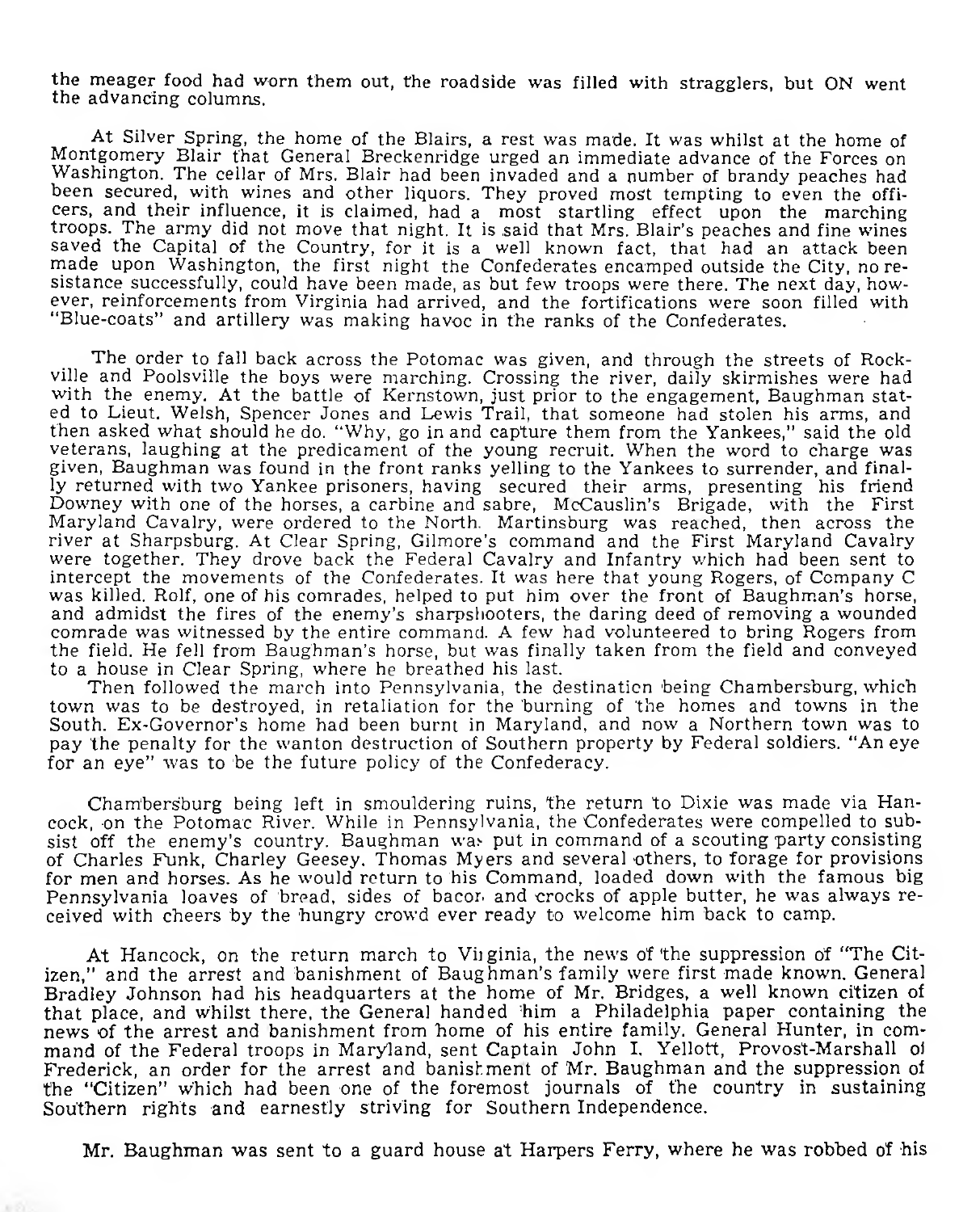the meager food had worn them out, the roadside was filled with stragglers, but ON went the advancing columns.

At Silver Spring, the home of the Blairs, a rest was made. It was whilst at the home of Montgomery Blair that General Breckenridge urged an immediate advance of the Forces on Washington. The cellar of Mrs. Blair had been invaded and a number of brandy peaches had been secured, with wines and other liquors. They proved most tempting to even the officers, and their influence, it is claimed, had a most startling effect upon the marching troops. The army did not move that night. It is said that Mrs. Blair's peaches and fine wines saved the Capital of the Country, for it is a well known fact, that had an attack been made upon Washington, the first night the Confederates encamped outside the City, no resistance successfully, could have been made, as but few troops were there. The next day, however, reinforcements from Virginia had arrived, and the fortifications were soon filled with "Blue-coats" and artillery was making havoc in the ranks of the Confederates.

The order to fall back across the Potomac was given, and through the streets of Rockville and Poolsville the boys were marching. Crossing the river, daily skirmishes were had with the enemy. At the battle of Kernstown, just prior to the engagement, Baughman stated to Lieut. Welsh, Spencer Jones and Lewis Trail, that someone had stolen his arms, and then asked what should he do. "Why, go in and capture them from the Yankees," said the old veterans, laughing at the predicament of the young recruit. When the word to charge was given, Baughman was found in the front ranks yelling to the Yankees to surrender, and finally returned with two Yankee prisoners, having secured their arms, presenting his friend Downey with one of the horses, a carbine and sabre, McCauslin's Brigade, with the First Maryland Cavalry, were ordered to the North. Martinsburg was reached, then across the river at Sharpsburg. At Clear Spring, Gilmore's command and the First Maryland Cavalry were together. They drove back the Federal Cavalry and Infantry which had been sent to intercept the movements of the Confederates. It was here that young Rogers, of Company C was killed. Rolf, one of his comrades, helped to put him over the front of Baughman's horse, and admidst the fires of the enemy's sharpshooters, the daring deed of removing a wounded comrade was witnessed by the entire command. A few had volunteered to bring Rogers from the field. He fell from Baughman's horse, but was finally taken from the field and conveyed to a house in Clear Spring, where he breathed his last.

Then followed the march into Pennsylvania, the destination being Chambersburg, which town was to be destroyed, in retaliation for the burning of the homes and towns in the South. Ex-Governor's home had been burnt in Maryland, and now a Northern town was to pay the penalty for the wanton destruction of Southern property by Federal soldiers. "An eye for an eye" was to be the future policy of the Confederacy.

Chambersburg being left in smouldering ruins, the return to Dixie was made via Hancock, on the Potomac River. While in Pennsylvania, the Confederates were compelled to subsist off the enemy's country. Baughman was put in command of a scouting party consisting of Charles Funk, Charley Geesey, Thomas Myers and several others, to forage for provisions for men and horses. As he would return to his Command, loaded down with the famous big Pennsylvania loaves of bread, sides of bacon and crocks of apple butter, he was always received with cheers by the hungry crowd ever ready to welcome him back to camp.

At Hancock, on the return march to Virginia, the news of the suppression of "The Citizen," and the arrest and banishment of Baughman's family were first made known. General Bradley Johnson had his headquarters at the home of Mr. Bridges, a well known citizen of that place, and whilst there, the General handed him a Philadelphia paper containing the news of the arrest and banishment from home of his entire family. General Hunter, in command of the Federal troops in Maryland, sent Captain John I. Yellott, Provost-Marshall of Frederick, an order for the arrest and banishment of Mr. Baughman and the suppression of the "Citizen" which had been one of the foremost journals of the country in sustaining Southern rights and earnestly striving for Southern Independence.

Mr. Baughman was sent to a guard house at Harpers Ferry, where he was robbed of his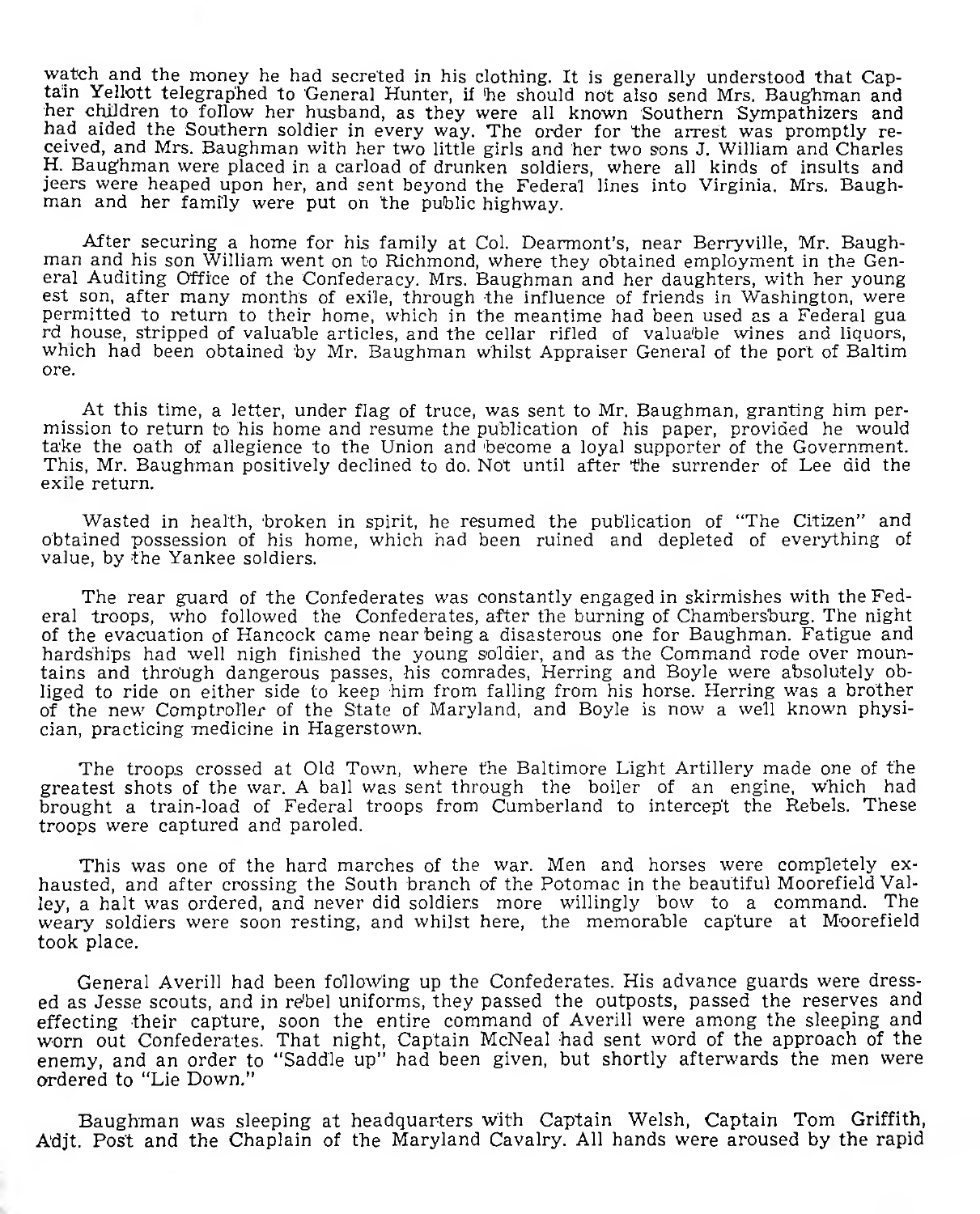watch and the money he had secreted in his clothing. It is generally understood that Captain Yellott telegraphed to General Hunter, if he should not also send Mrs. Baughman and her children to follow her husband, as they were all known Southern Sympathizers and had aided the Southern soldier in every way. The order for the arrest was promptly received, and Mrs. Baughman with her two little girls and her two sons J. William and Charles H. Baughman were placed in a carload of drunken soldiers, where all kinds of insults and jeers were heaped upon her, and sent beyond the Federal lines into Virginia. Mrs. Baughman and her family were put on the public highway.

After securing a home for his family at Col. Dearmont's, near Berryville, Mr. Baughman and his son William went on to Richmond, where they obtained employment in the General Auditing Office of the Confederacy. Mrs. Baughman and her daughters, with her young est son, after many months of exile, through the influence of friends in Washington, were permitted to return to their home, which in the meantime had been used as a Federal gua rd house, stripped of valuable articles, and the cellar rifled of valuable wines and liquors, which had been obtained by Mr. Baughman whilst Appraiser General of the port of Baltim ore.

At this time, a letter, under flag of truce, was sent to Mr. Baughman, granting him permission to return to his home and resume the publication of his paper, provided he would take the oath of allegience to the Union and become a loyal supporter of the Government. This, Mr. Baughman positively declined to do. Not until after the surrender of Lee did the exile return.

Wasted in health, broken in spirit, he resumed the publication of "The Citizen" and obtained possession of his home, which had been ruined and depleted of everything of value, by the Yankee soldiers.

The rear guard of the Confederates was constantly engaged in skirmishes with the Federal troops, who followed the Confederates, after the burning of Chambersburg. The night of the evacuation of Hancock came near being a disasterous one for Baughman. Fatigue and hardships had well nigh finished the young soldier, and as the Command rode over mountains and through dangerous passes, his comrades, Herring and Boyle were absolutely obliged to ride on either side to keep him from falling from his horse. Herring was a brother of the new Comptroller of the State of Maryland, and Boyle is now a well known physician, practicing medicine in Hagerstown.

The troops crossed at Old Town, where the Baltimore Light Artillery made one of the greatest shots of the war. A ball was sent through the boiler of an engine, which had brought a train-load of Federal troops from Cumberland to intercept the Rebels. These troops were captured and paroled.

This was one of the hard marches of the war. Men and horses were completely exhausted, and after crossing the South branch of the Potomac in the beautiful Moorefield Valley, a halt was ordered, and never did soldiers more willingly bow to a command. The weary soldiers were soon resting, and whilst here, the memorable capture at Moorefield took place.

General Averill had been following up the Confederates. His advance guards were dressed as Jesse scouts, and in rebel uniforms, they passed the outposts, passed the reserves and effecting their capture, soon the entire command of Averill were among the sleeping and worn out Confederates. That night, Captain McNeal had sent word of the approach of the enemy, and an order to "Saddle up" had been given, but shortly afterwards the men were ordered to "Lie Down."

Baughman was sleeping at headquarters with Captain Welsh, Captain Tom Griffith, Adjt. Post and the Chaplain of the Maryland Cavalry. All hands were aroused by the rapid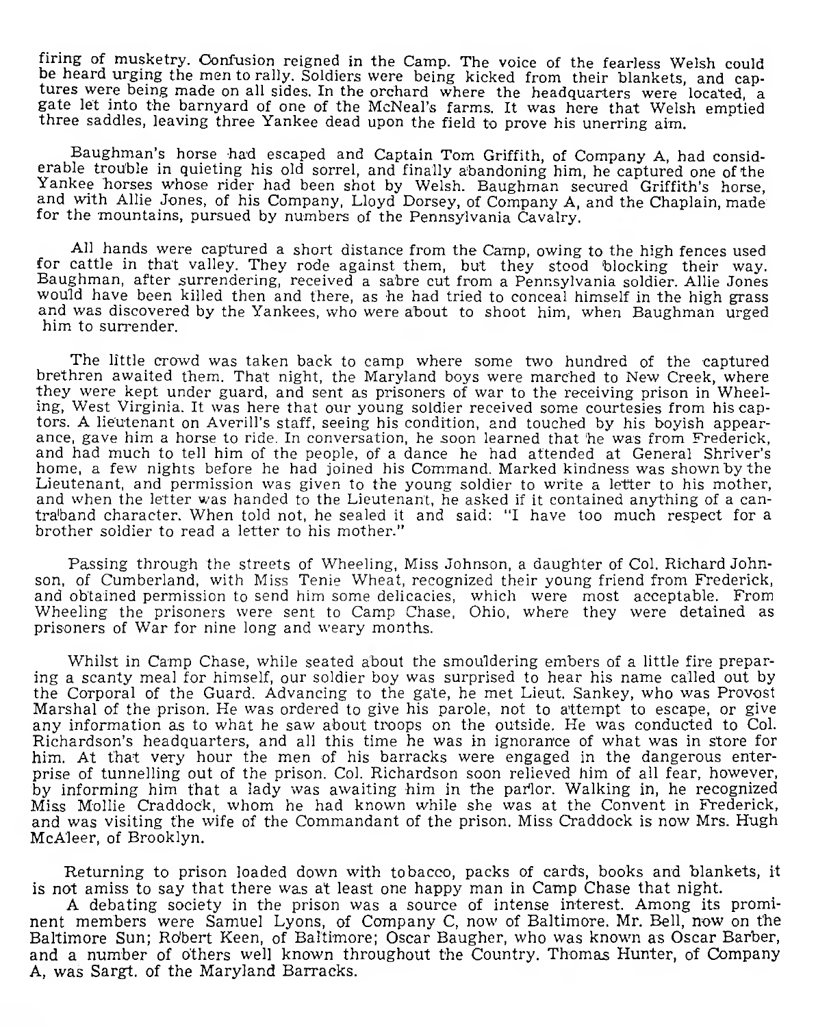firing of musketry. Confusion reigned in the Camp. The voice of the fearless Welsh could be heard urging the men to rally. Soldiers were being kicked from their blankets, and captures were being made on all sides. In the orchard where the headquarters were located, a gate let into the barnyard of one of the McNeal's farms. It was here that Welsh emptied three saddles, leaving three Yankee dead upon the field to prove his unerring aim.

Baughman's horse had escaped and Captain Tom Griffith, of Company A, had considerable trouble in quieting his old sorrel, and finally abandoning him, he captured one of the Yankee horses whose rider had been shot by Welsh. Baughman secured Griffith's horse, and with Allie Jones, of his Company, Lloyd Dorsey, of Company A, and the Chaplain, made for the mountains, pursued by numbers of the Pennsylvania Cavalry.

All hands were captured a short distance from the Camp, owing to the high fences used for cattle in that valley. They rode against them, but they stood blocking their way. Baughman, after surrendering, received a sabre cut from a Pennsylvania soldier. Allie Jones would have been killed then and there, as he had tried to conceal himself in the high grass and was discovered by the Yankees, who were about to shoot him, when Baughman urged him to surrender.

The little crowd was taken back to camp where some two hundred of the captured brethren awaited them. That night, the Maryland boys were marched to New Creek, where they were kept under guard, and sent as prisoners of war to the receiving prison in Wheeling, West Virginia. It was here that our young soldier received some courtesies from his captors. A lieutenant on Averill's staff, seeing his condition, and touched by his boyish appearance, gave him a horse to ride. In conversation, he soon learned that he was from Frederick, and had much to tell him of the people, of a dance he had attended at General Shriver's home, a few nights before he had joined his Command. Marked kindness was shown by the Lieutenant, and permission was given to the young soldier to write a letter to his mother, and when the letter was handed to the Lieutenant, he asked if it contained anything of a contraband character. When told not, he sealed it and said: "I have too much respect for a brother soldier to read a letter to his mother."

Passing through the streets of Wheeling, Miss Johnson, a daughter of Col. Richard Johnson, of Cumberland, with Miss Tenie Wheat, recognized their young friend from Frederick, and obtained permission to send him some delicacies, which were most acceptable. From Wheeling the prisoners were sent to Camp Chase, Ohio, where they were detained as prisoners of War for nine long and weary months.

Whilst in Camp Chase, while seated about the smouldering embers of a little fire preparing a scanty meal for himself, our soldier boy was surprised to hear his name called out by the Corporal of the Guard. Advancing to the gate, he met Lieut. Sankey, who was Provost Marshal of the prison. He was ordered to give his parole, not to attempt to escape, or give any information as to what he saw about troops on the outside. He was conducted to Col. Richardson's headquarters, and all this time he was in ignorance of what was in store for him. At that very hour the men of his barracks were engaged in the dangerous enterprise of tunnelling out of the prison. Col. Richardson soon relieved him of all fear, however, by informing him that a lady was awaiting him in the parlor. Walking in, he recognized Miss Mollie Craddock, whom he had known while she was at the Convent in Frederick, and was visiting the wife of the Commandant of the prison. Miss Craddock is now Mrs. Hugh McAleer, of Brooklyn.

Returning to prison loaded down with tobacco, packs of cards, books and blankets, it is not amiss to say that there was at least one happy man in Camp Chase that night.

A debating society in the prison was a source of intense interest. Among its prominent members were Samuel Lyons, of Company C, now of Baltimore. Mr. Bell, now on the Baltimore Sun; Robert Keen, of Baltimore; Oscar Baugher, who was known as Oscar Barber, and a number of others well known throughout the Country. Thomas Hunter, of Company A, was Sargt. of the Maryland Barracks.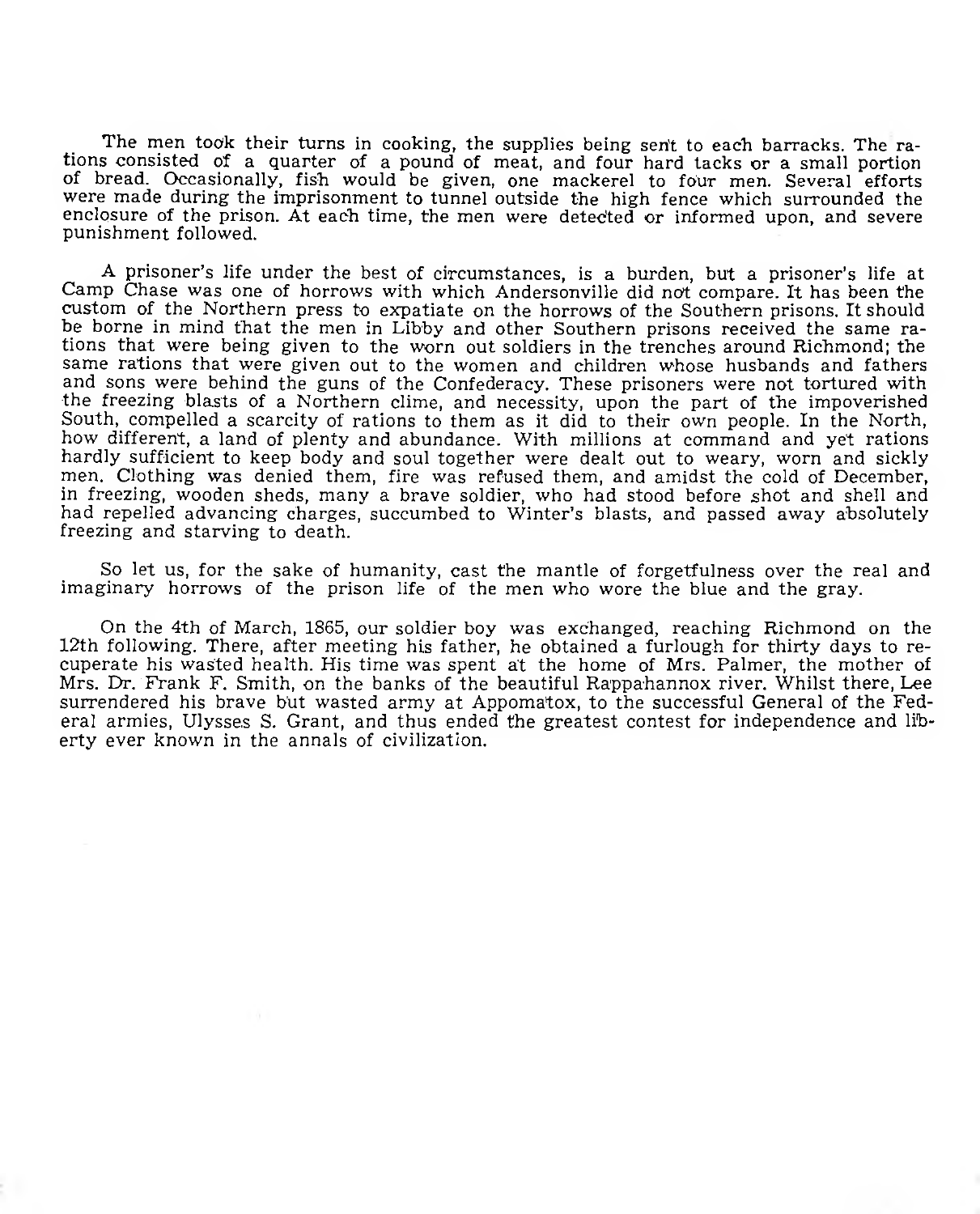The men took their turns in cooking, the supplies being sent to each barracks. The rations consisted of a quarter of a pound of meat, and four hard tacks or a small portion of bread. Occasionally, fish would be given, one mackerel to four men. Several efforts were made during the imprisonment to tunnel outside the high fence which surrounded the enclosure of the prison. At each time, the men were detected or informed upon, and severe punishment followed.

A prisoner's life under the best of circumstances, is a burden, but a prisoner's life at Camp Chase was one of horrows with which Andersonville did not compare. It has been the custom of the Northern press to expatiate on the horrows of the Southern prisons. It should be borne in mind that the men in Libby and other Southern prisons received the same rations that were being given to the worn out soldiers in the trenches around Richmond; the same rations that were given out to the women and children whose husbands and fathers and sons were behind the guns of the Confederacy. These prisoners were not tortured with the freezing blasts of a Northern clime, and necessity, upon the part of the impoverished South, compelled a scarcity of rations to them as it did to their own people. In the North, how different, a land of plenty and abundance. With millions at command and yet rations hardly sufficient to keep body and soul together were dealt out to weary, worn and sickly men. Clothing was denied them, fire was refused them, and amidst the cold of December, in freezing, wooden sheds, many a brave soldier, who had stood before shot and shell and had repelled advancing charges, succumbed to Winter's blasts, and passed away absolutely freezing and starving to death.

So let us, for the sake of humanity, cast the mantle of forgetfulness over the real and imaginary horrows of the prison life of the men who wore the blue and the gray.

On the 4th of March, 1865, our soldier boy was exchanged, reaching Richmond on the 12th following. There, after meeting his father, he obtained a furlough for thirty days to recuperate his wasted health. His time was spent at the home of Mrs. Palmer, the mother of Mrs. Dr. Frank F. Smith, on the banks of the beautiful Rappahannox river. Whilst there, Lee surrendered his brave but wasted army at Appomatox, to the successful General of the Federal armies, Ulysses S. Grant, and thus ended the greatest contest for independence and liberty ever known in the annals of civilization.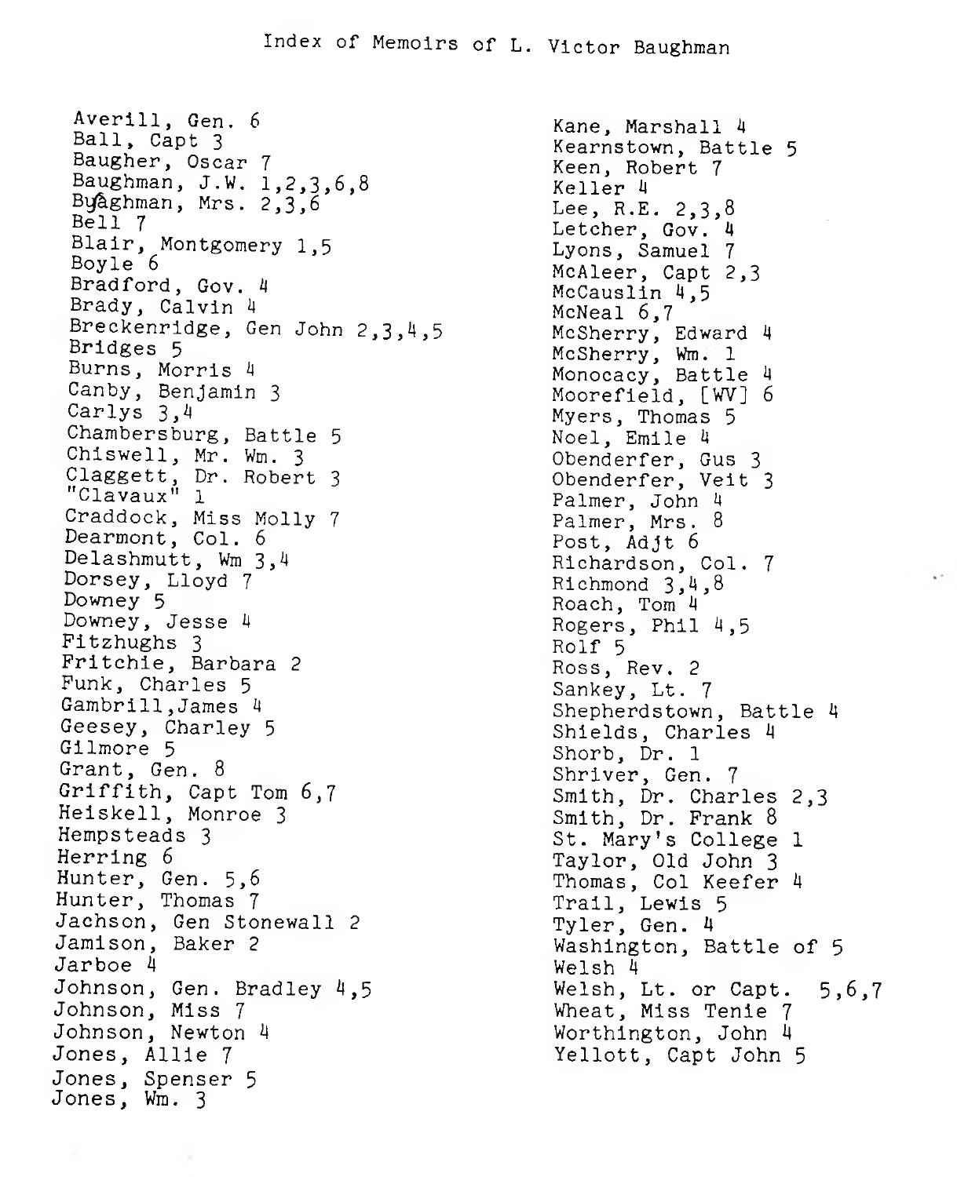# Index of Memoirs of L. Victor Baughman

Averill, Gen. 6
Ball, Capt 3
Baugher, Oscar 7
Baughman, J.W. 1,2,3,6,8
Byâghman, Mrs. 2,3,6
Bell 7
Blair, Montgomery 1,5
Boyle 6
Bradford, Gov. 4
Brady, Calvin 4
Breckenridge, Gen John 2,3,4,5
Bridges 5
Burns, Morris 4
Canby, Benjamin 3
Carlys 3,4
Chambersburg, Battle 5
Chiswell, Mr. Wm. 3
Claggett, Dr. Robert 3
"Clavaux" 1
Craddock, Miss Molly 7
Dearmont, Col. 6
Delashmutt, Wm 3,4
Dorsey, Lloyd 7
Downey 5
Downey, Jesse 4
Fitzhughs 3
Fritchie, Barbara 2
Funk, Charles 5
Gambrill,James 4
Geesey, Charley 5
Gilmore 5
Grant, Gen. 8
Griffith, Capt Tom 6,7
Heiskell, Monroe 3
Hempsteads 3
Herring 6
Hunter, Gen. 5,6
Hunter, Thomas 7
Jachson, Gen Stonewall 2
Jamison, Baker 2
Jarboe 4
Johnson, Gen. Bradley 4,5
Johnson, Miss 7
Johnson, Newton 4
Jones, Allie 7
Jones, Spenser 5
Jones, Wm. 3
Kane, Marshall 4
Kearnstown, Battle 5
Keen, Robert 7
Keller 4
Lee, R.E. 2,3,8
Letcher, Gov. 4
Lyons, Samuel 7
McAleer, Capt 2,3
McCauslin 4,5
McNeal 6,7
McSherry, Edward 4
McSherry, Wm. 1
Monocacy, Battle 4
Moorefield, [WV] 6
Myers, Thomas 5
Noel, Emile 4
Obenderfer, Gus 3
Obenderfer, Veit 3
Palmer, John 4
Palmer, Mrs. 8
Post, Adjt 6
Richardson, Col. 7
Richmond 3,4,8
Roach, Tom 4
Rogers, Phil 4,5
Rolf 5
Ross, Rev. 2
Sankey, Lt. 7
Shepherdstown, Battle 4
Shields, Charles 4
Shorb, Dr. 1
Shriver, Gen. 7
Smith, Dr. Charles 2,3
Smith, Dr. Frank 8
St. Mary's College 1
Taylor, Old John 3
Thomas, Col Keefer 4
Trail, Lewis 5
Tyler, Gen. 4
Washington, Battle of 5
Welsh 4
Welsh, Lt. or Capt. 5,6,7
Wheat, Miss Tenie 7
Worthington, John 4
Yellott, Capt John 5